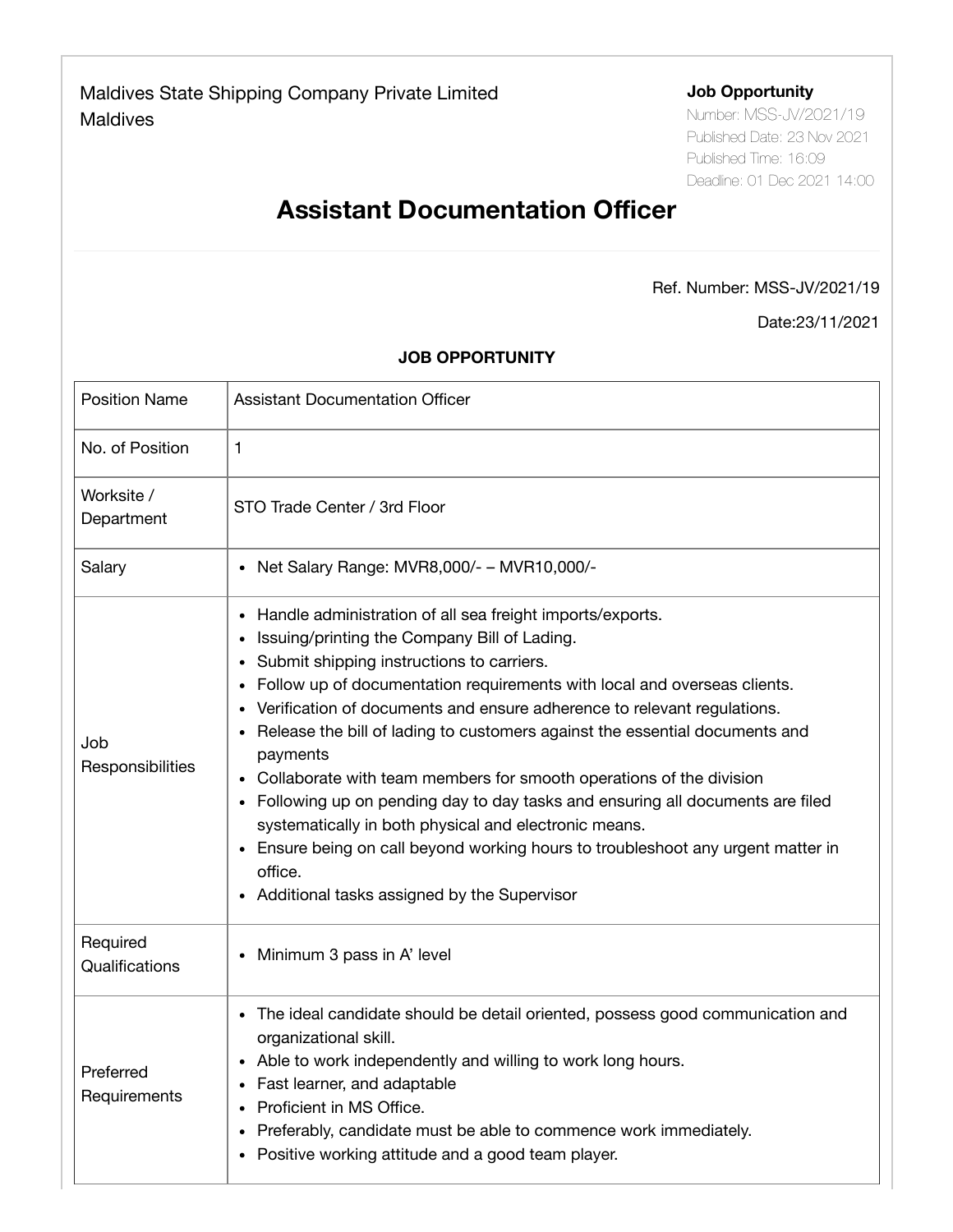Maldives State Shipping Company Private Limited
Maldives

**Job Opportunity**
Number: MSS-JV/2021/19
Published Date: 23 Nov 2021
Published Time: 16:09
Deadline: 01 Dec 2021 14:00

# Assistant Documentation Officer

Ref. Number: MSS-JV/2021/19

Date:23/11/2021

**JOB OPPORTUNITY**

| Position Name | Assistant Documentation Officer |
|---|---|
| No. of Position | 1 |
| Worksite / Department | STO Trade Center / 3rd Floor |
| Salary | • Net Salary Range: MVR8,000/- – MVR10,000/- |
| Job Responsibilities | • Handle administration of all sea freight imports/exports.<br>• Issuing/printing the Company Bill of Lading.<br>• Submit shipping instructions to carriers.<br>• Follow up of documentation requirements with local and overseas clients.<br>• Verification of documents and ensure adherence to relevant regulations.<br>• Release the bill of lading to customers against the essential documents and payments<br>• Collaborate with team members for smooth operations of the division<br>• Following up on pending day to day tasks and ensuring all documents are filed systematically in both physical and electronic means.<br>• Ensure being on call beyond working hours to troubleshoot any urgent matter in office.<br>• Additional tasks assigned by the Supervisor |
| Required Qualifications | • Minimum 3 pass in A' level |
| Preferred Requirements | • The ideal candidate should be detail oriented, possess good communication and organizational skill.<br>• Able to work independently and willing to work long hours.<br>• Fast learner, and adaptable<br>• Proficient in MS Office.<br>• Preferably, candidate must be able to commence work immediately.<br>• Positive working attitude and a good team player. |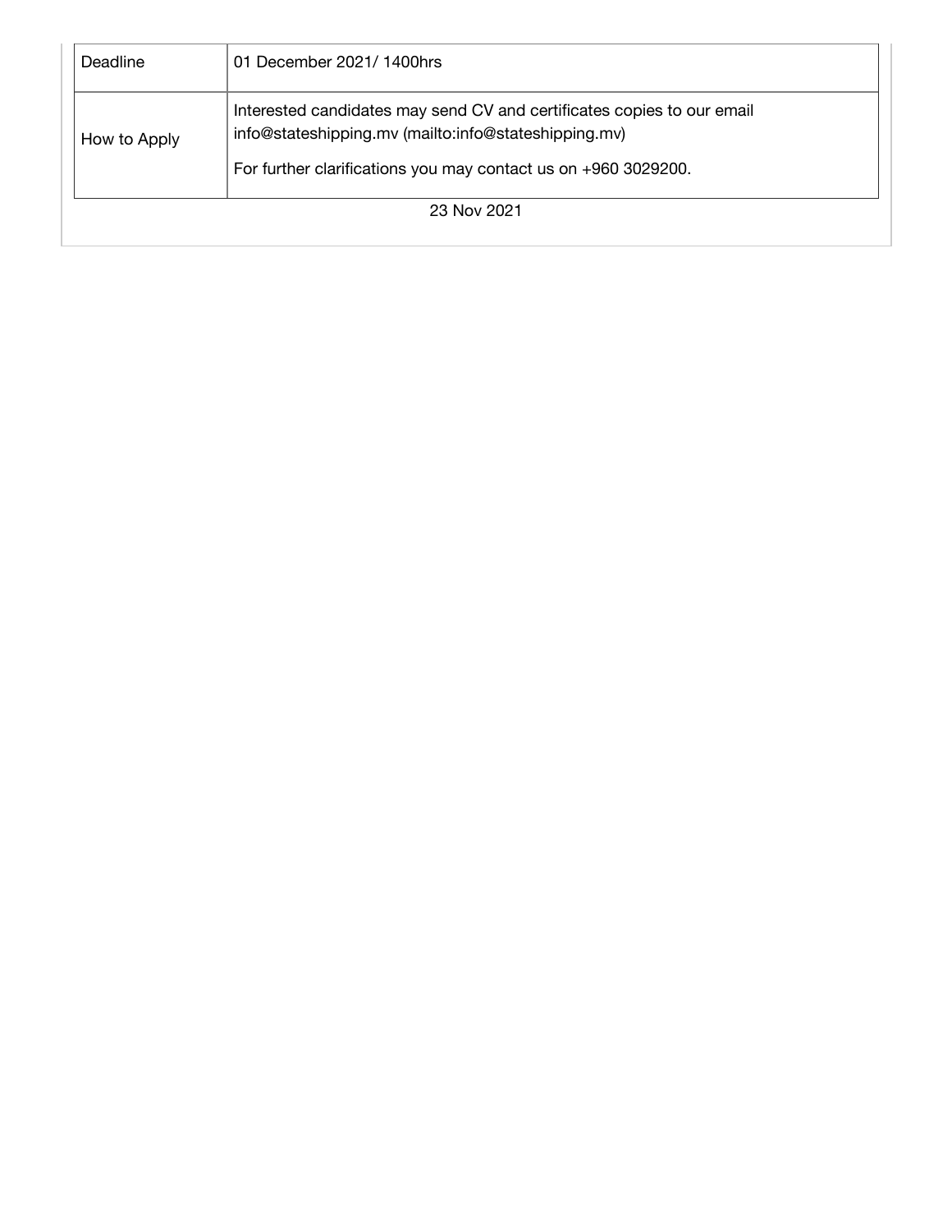| | |
|---|---|
| Deadline | 01 December 2021/ 1400hrs |
| How to Apply | Interested candidates may send CV and certificates copies to our email info@stateshipping.mv (mailto:info@stateshipping.mv)<br><br>For further clarifications you may contact us on +960 3029200. |

23 Nov 2021